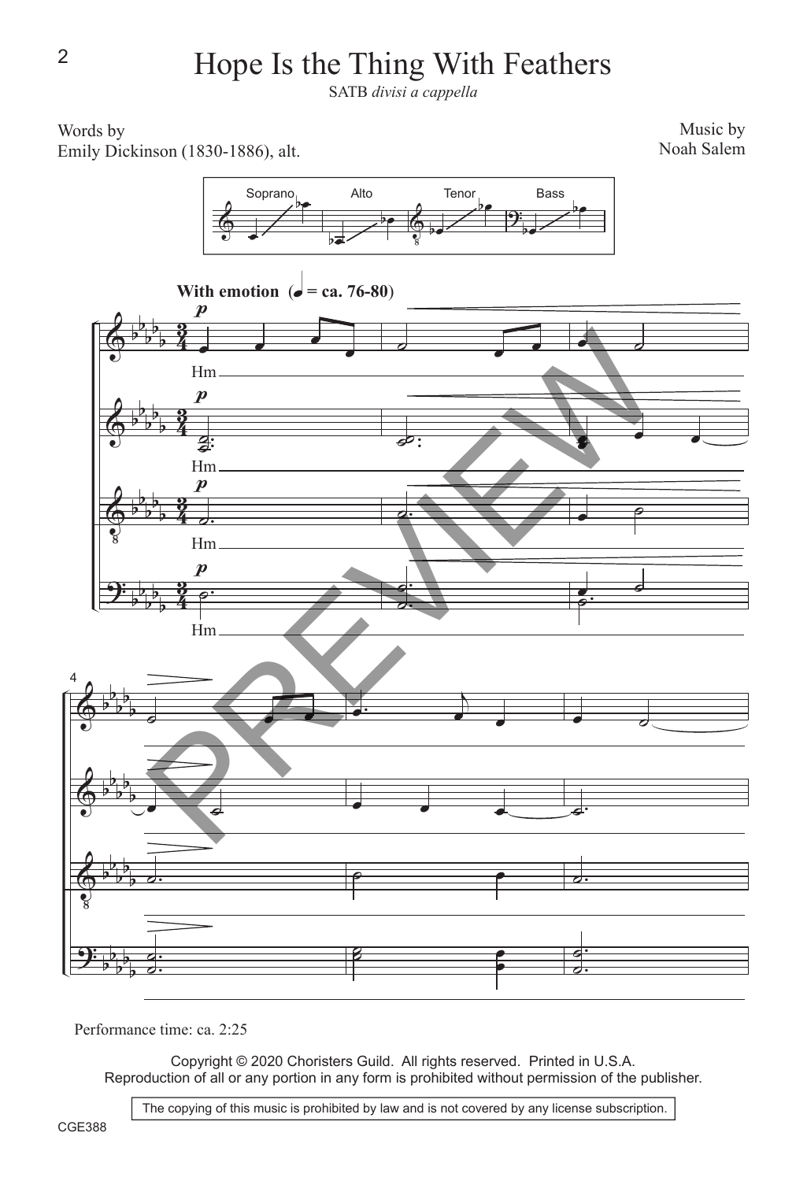# Hope Is the Thing With Feathers

SATB *divisi a cappella*

Words by
Emily Dickinson (1830-1886), alt.

Music by
Noah Salem

Performance time: ca. 2:25

Copyright © 2020 Choristers Guild. All rights reserved. Printed in U.S.A.
Reproduction of all or any portion in any form is prohibited without permission of the publisher.

The copying of this music is prohibited by law and is not covered by any license subscription.

CGE388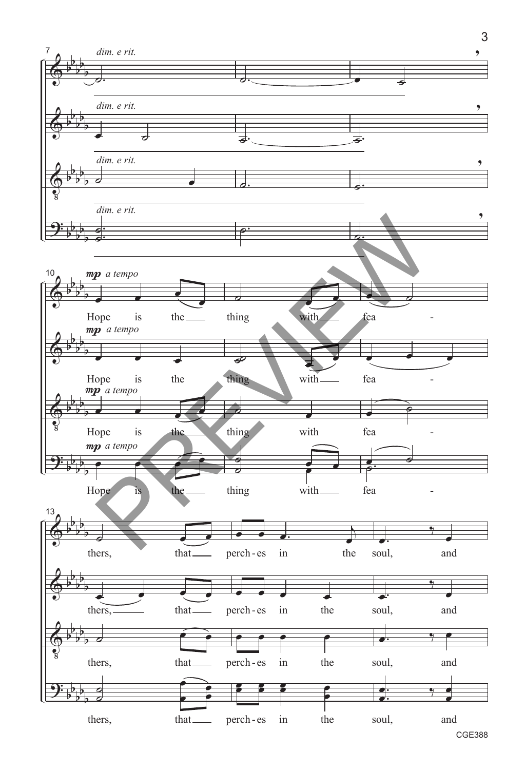*dim. e rit.*

*dim. e rit.*

*dim. e rit.*

*dim. e rit.*

**mp** *a tempo*

Hope is the thing with fea - thers, that perch - es in the soul, and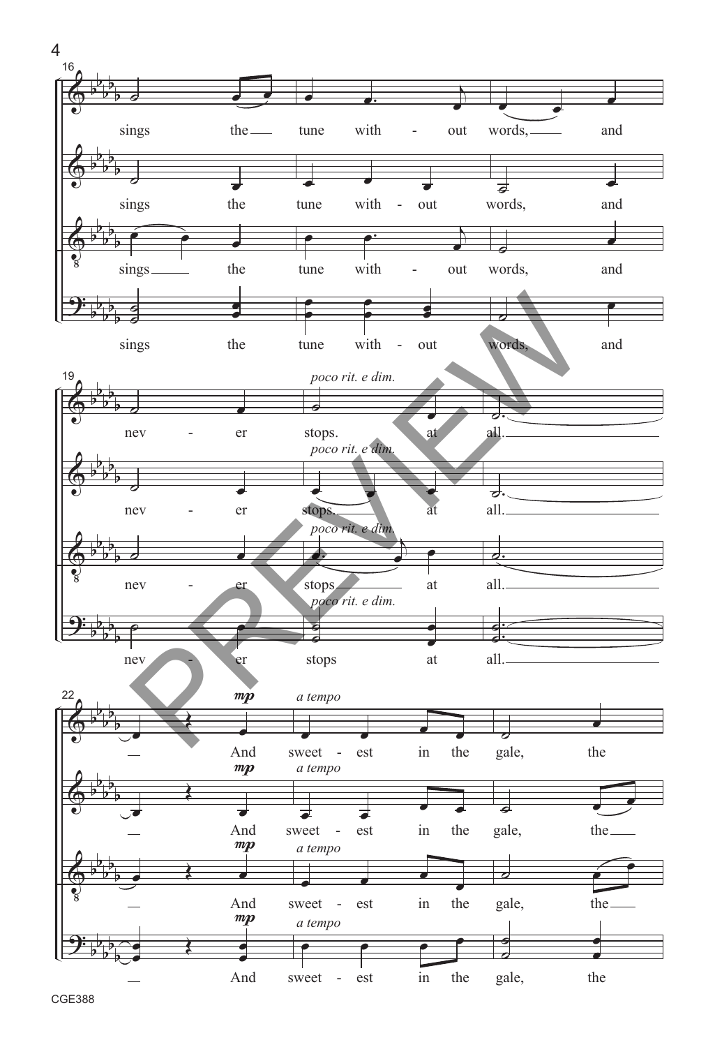16

sings the tune with - out words, and

sings the tune with - out words, and

sings the tune with - out words, and

sings the tune with - out words, and

19

*poco rit. e dim.*

nev - er stops. at all.

nev - er stops. at all.

nev - er stops at all.

nev - er stops at all.

22

*mp* *a tempo*

And sweet - est in the gale, the

And sweet - est in the gale, the

And sweet - est in the gale, the

And sweet - est in the gale, the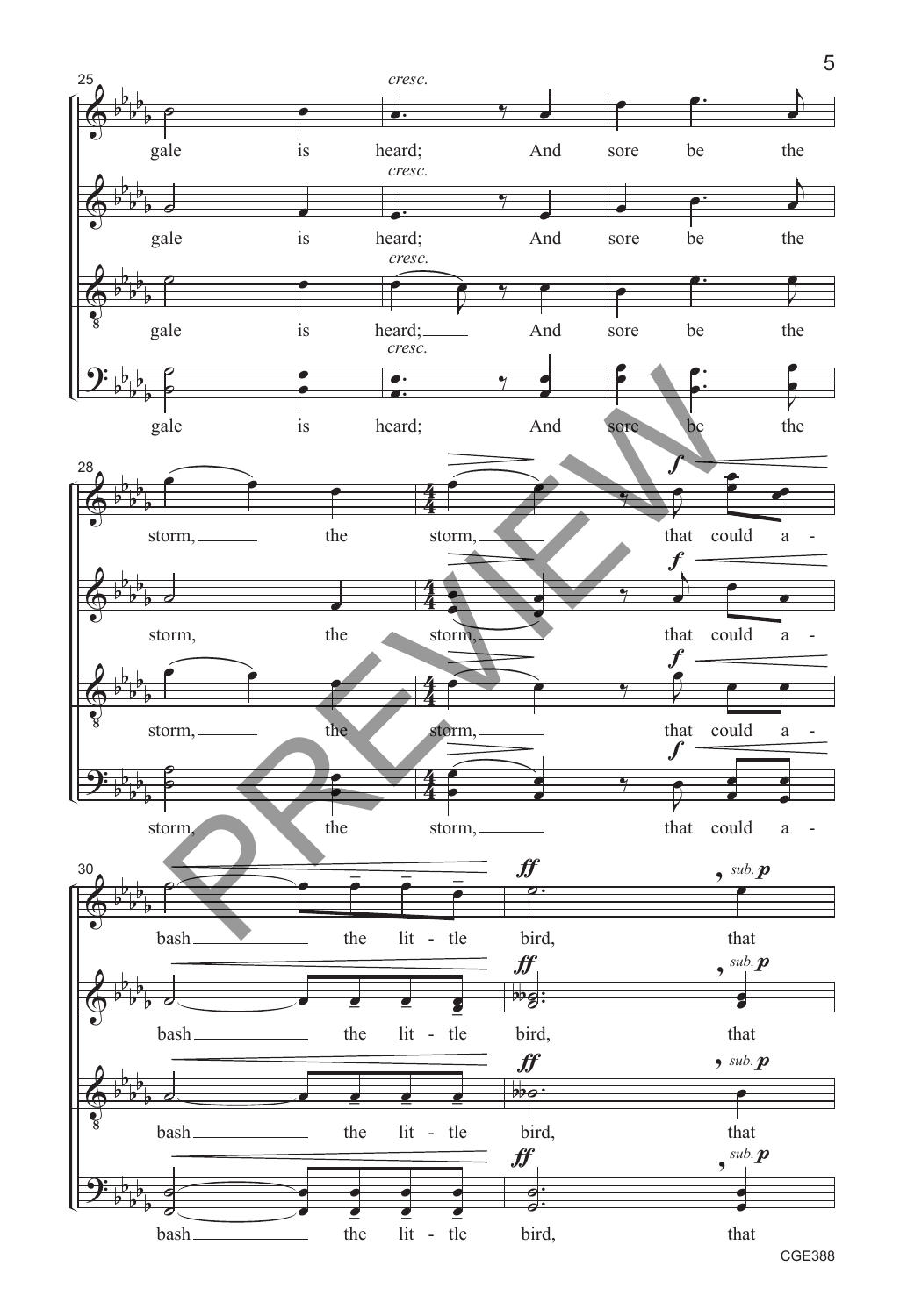gale is heard; And sore be the

storm, the storm, that could a-

bash the lit-tle bird, that